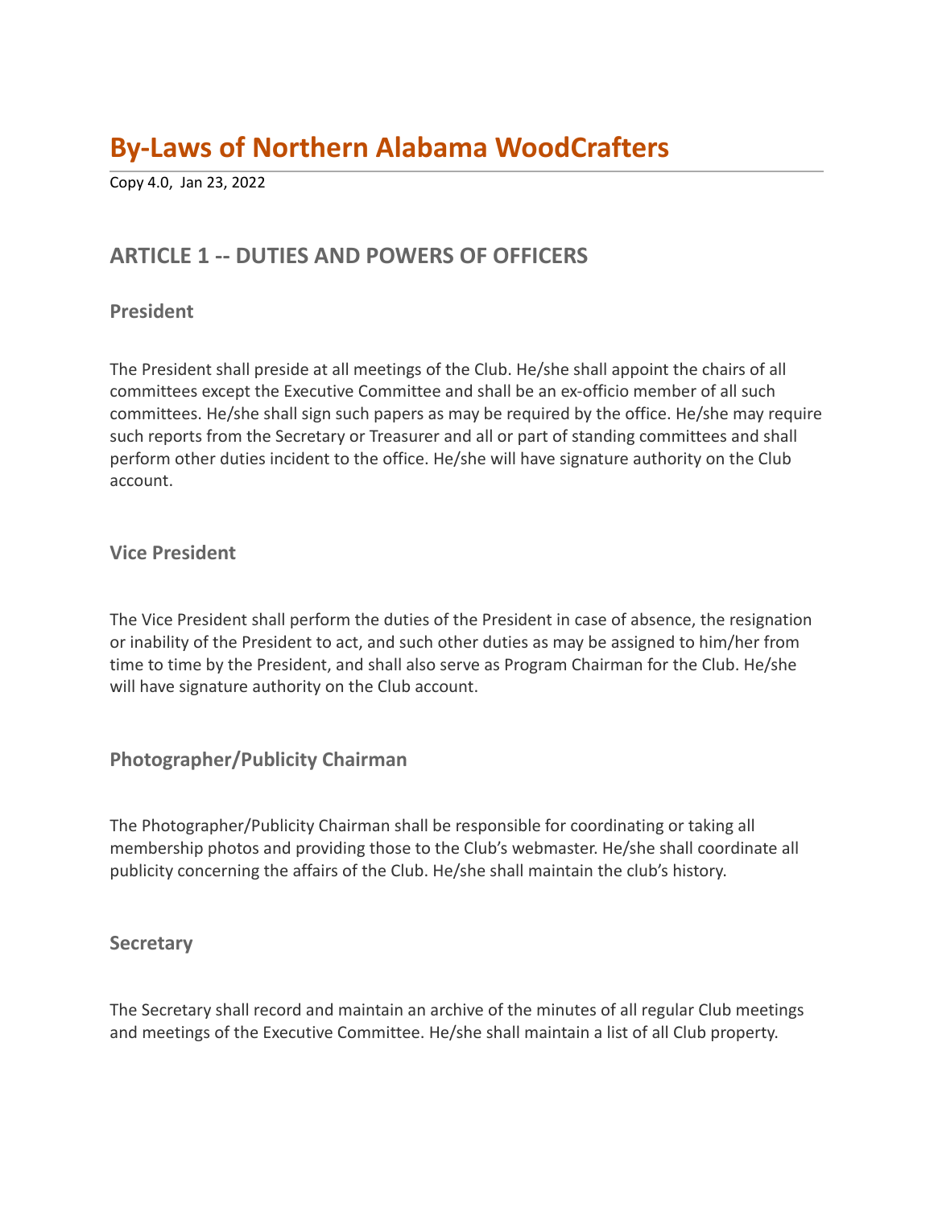# By-Laws of Northern Alabama WoodCrafters

Copy 4.0, Jan 23, 2022

## ARTICLE 1 -- DUTIES AND POWERS OF OFFICERS

### President

The President shall preside at all meetings of the Club. He/she shall appoint the chairs of all committees except the Executive Committee and shall be an ex-officio member of all such committees. He/she shall sign such papers as may be required by the office. He/she may require such reports from the Secretary or Treasurer and all or part of standing committees and shall perform other duties incident to the office. He/she will have signature authority on the Club account.

### Vice President

The Vice President shall perform the duties of the President in case of absence, the resignation or inability of the President to act, and such other duties as may be assigned to him/her from time to time by the President, and shall also serve as Program Chairman for the Club. He/she will have signature authority on the Club account.

### Photographer/Publicity Chairman

The Photographer/Publicity Chairman shall be responsible for coordinating or taking all membership photos and providing those to the Club's webmaster. He/she shall coordinate all publicity concerning the affairs of the Club. He/she shall maintain the club's history.

### Secretary

The Secretary shall record and maintain an archive of the minutes of all regular Club meetings and meetings of the Executive Committee. He/she shall maintain a list of all Club property.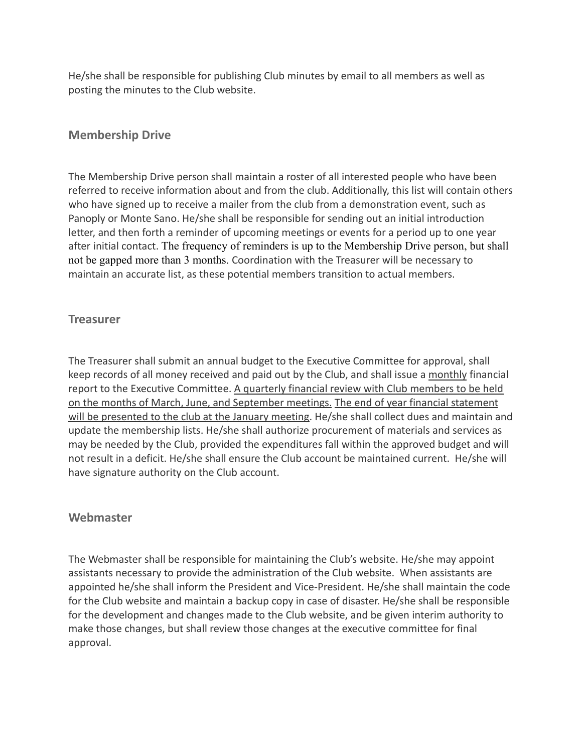He/she shall be responsible for publishing Club minutes by email to all members as well as posting the minutes to the Club website.

### Membership Drive

The Membership Drive person shall maintain a roster of all interested people who have been referred to receive information about and from the club. Additionally, this list will contain others who have signed up to receive a mailer from the club from a demonstration event, such as Panoply or Monte Sano. He/she shall be responsible for sending out an initial introduction letter, and then forth a reminder of upcoming meetings or events for a period up to one year after initial contact. The frequency of reminders is up to the Membership Drive person, but shall not be gapped more than 3 months. Coordination with the Treasurer will be necessary to maintain an accurate list, as these potential members transition to actual members.

### Treasurer

The Treasurer shall submit an annual budget to the Executive Committee for approval, shall keep records of all money received and paid out by the Club, and shall issue a <u>monthly</u> financial report to the Executive Committee. <u>A quarterly financial review with Club members to be held on the months of March, June, and September meetings.</u> <u>The end of year financial statement will be presented to the club at the January meeting</u>. He/she shall collect dues and maintain and update the membership lists. He/she shall authorize procurement of materials and services as may be needed by the Club, provided the expenditures fall within the approved budget and will not result in a deficit. He/she shall ensure the Club account be maintained current. He/she will have signature authority on the Club account.

### Webmaster

The Webmaster shall be responsible for maintaining the Club's website. He/she may appoint assistants necessary to provide the administration of the Club website. When assistants are appointed he/she shall inform the President and Vice-President. He/she shall maintain the code for the Club website and maintain a backup copy in case of disaster. He/she shall be responsible for the development and changes made to the Club website, and be given interim authority to make those changes, but shall review those changes at the executive committee for final approval.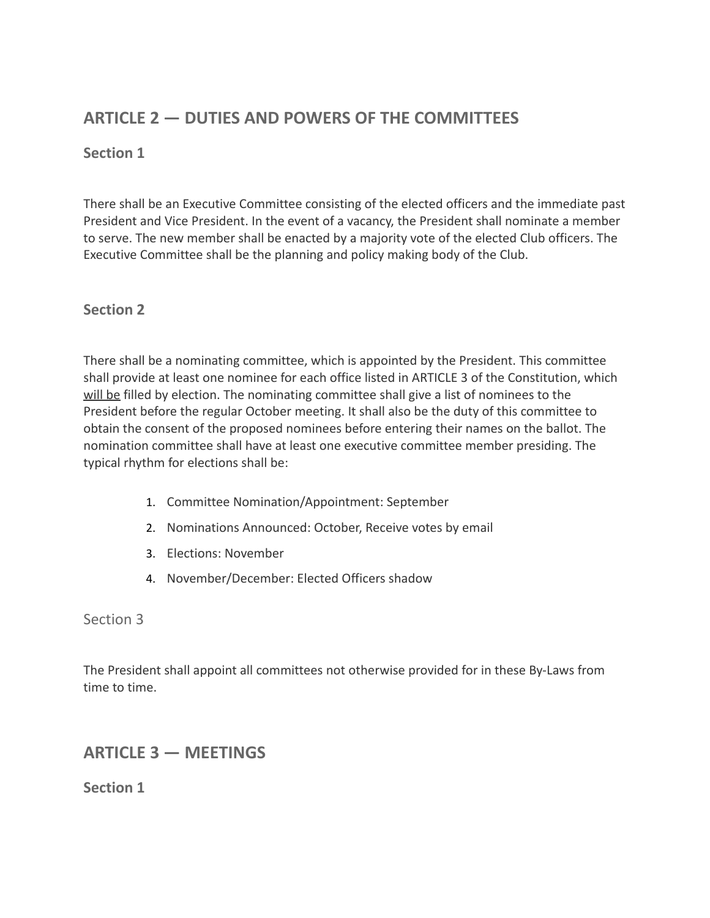## ARTICLE 2 — DUTIES AND POWERS OF THE COMMITTEES

### Section 1

There shall be an Executive Committee consisting of the elected officers and the immediate past President and Vice President. In the event of a vacancy, the President shall nominate a member to serve. The new member shall be enacted by a majority vote of the elected Club officers. The Executive Committee shall be the planning and policy making body of the Club.

### Section 2

There shall be a nominating committee, which is appointed by the President. This committee shall provide at least one nominee for each office listed in ARTICLE 3 of the Constitution, which <u>will be</u> filled by election. The nominating committee shall give a list of nominees to the President before the regular October meeting. It shall also be the duty of this committee to obtain the consent of the proposed nominees before entering their names on the ballot. The nomination committee shall have at least one executive committee member presiding. The typical rhythm for elections shall be:

1. Committee Nomination/Appointment: September
2. Nominations Announced: October, Receive votes by email
3. Elections: November
4. November/December: Elected Officers shadow

### Section 3

The President shall appoint all committees not otherwise provided for in these By-Laws from time to time.

## ARTICLE 3 — MEETINGS

### Section 1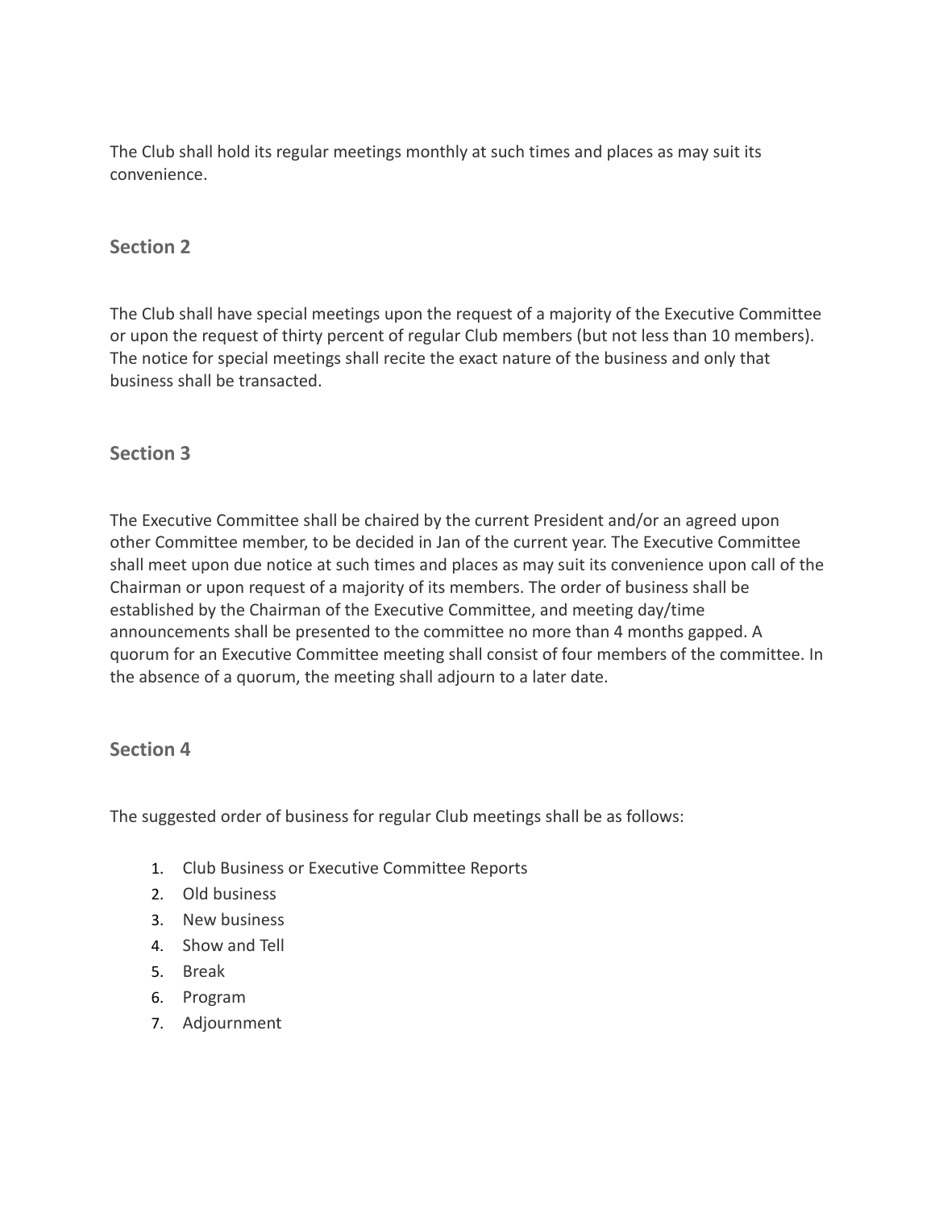The Club shall hold its regular meetings monthly at such times and places as may suit its convenience.

### Section 2

The Club shall have special meetings upon the request of a majority of the Executive Committee or upon the request of thirty percent of regular Club members (but not less than 10 members). The notice for special meetings shall recite the exact nature of the business and only that business shall be transacted.

### Section 3

The Executive Committee shall be chaired by the current President and/or an agreed upon other Committee member, to be decided in Jan of the current year. The Executive Committee shall meet upon due notice at such times and places as may suit its convenience upon call of the Chairman or upon request of a majority of its members. The order of business shall be established by the Chairman of the Executive Committee, and meeting day/time announcements shall be presented to the committee no more than 4 months gapped. A quorum for an Executive Committee meeting shall consist of four members of the committee. In the absence of a quorum, the meeting shall adjourn to a later date.

### Section 4

The suggested order of business for regular Club meetings shall be as follows:

1. Club Business or Executive Committee Reports
2. Old business
3. New business
4. Show and Tell
5. Break
6. Program
7. Adjournment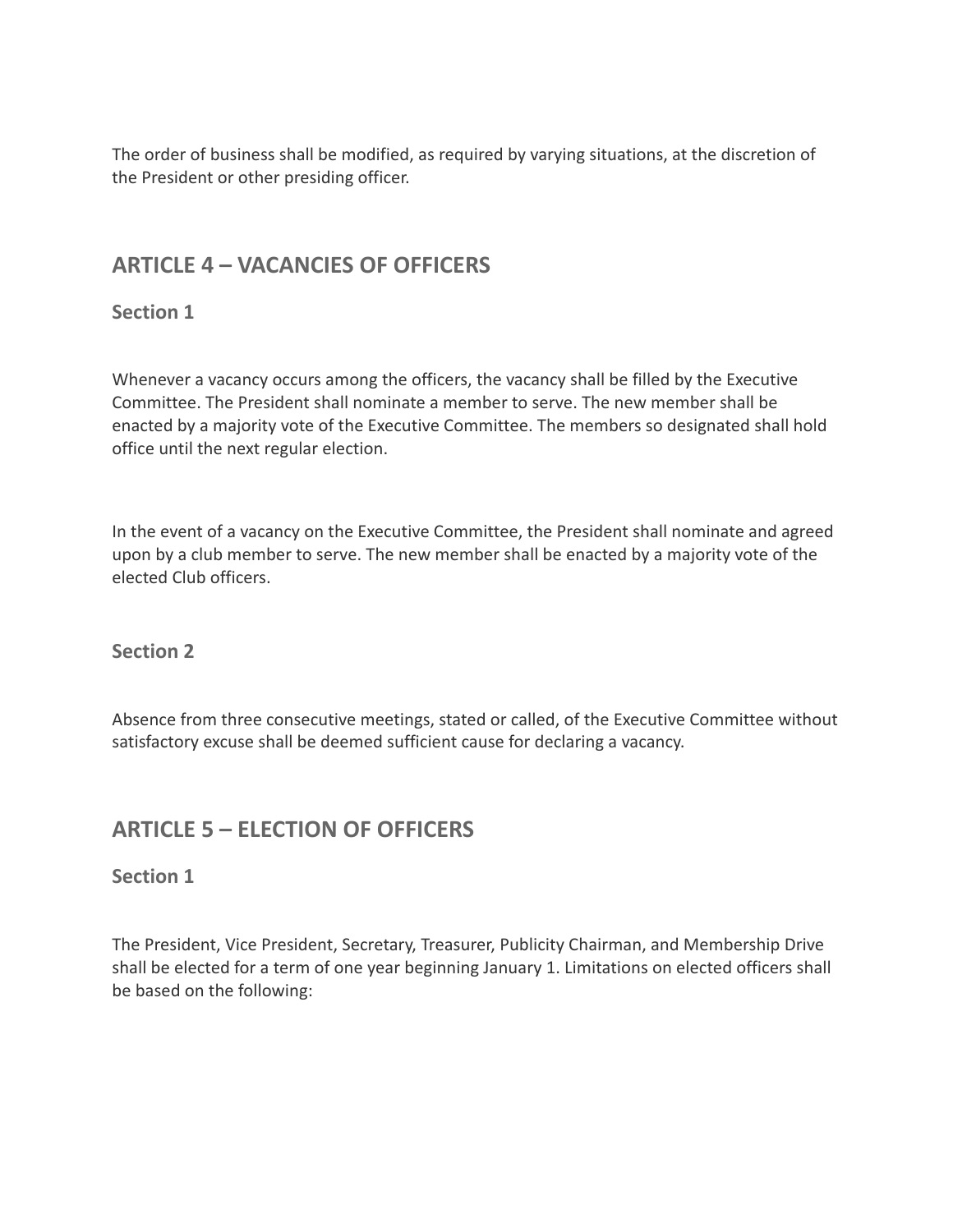The order of business shall be modified, as required by varying situations, at the discretion of the President or other presiding officer.

## ARTICLE 4 – VACANCIES OF OFFICERS

### Section 1

Whenever a vacancy occurs among the officers, the vacancy shall be filled by the Executive Committee. The President shall nominate a member to serve. The new member shall be enacted by a majority vote of the Executive Committee. The members so designated shall hold office until the next regular election.

In the event of a vacancy on the Executive Committee, the President shall nominate and agreed upon by a club member to serve. The new member shall be enacted by a majority vote of the elected Club officers.

### Section 2

Absence from three consecutive meetings, stated or called, of the Executive Committee without satisfactory excuse shall be deemed sufficient cause for declaring a vacancy.

## ARTICLE 5 – ELECTION OF OFFICERS

### Section 1

The President, Vice President, Secretary, Treasurer, Publicity Chairman, and Membership Drive shall be elected for a term of one year beginning January 1. Limitations on elected officers shall be based on the following: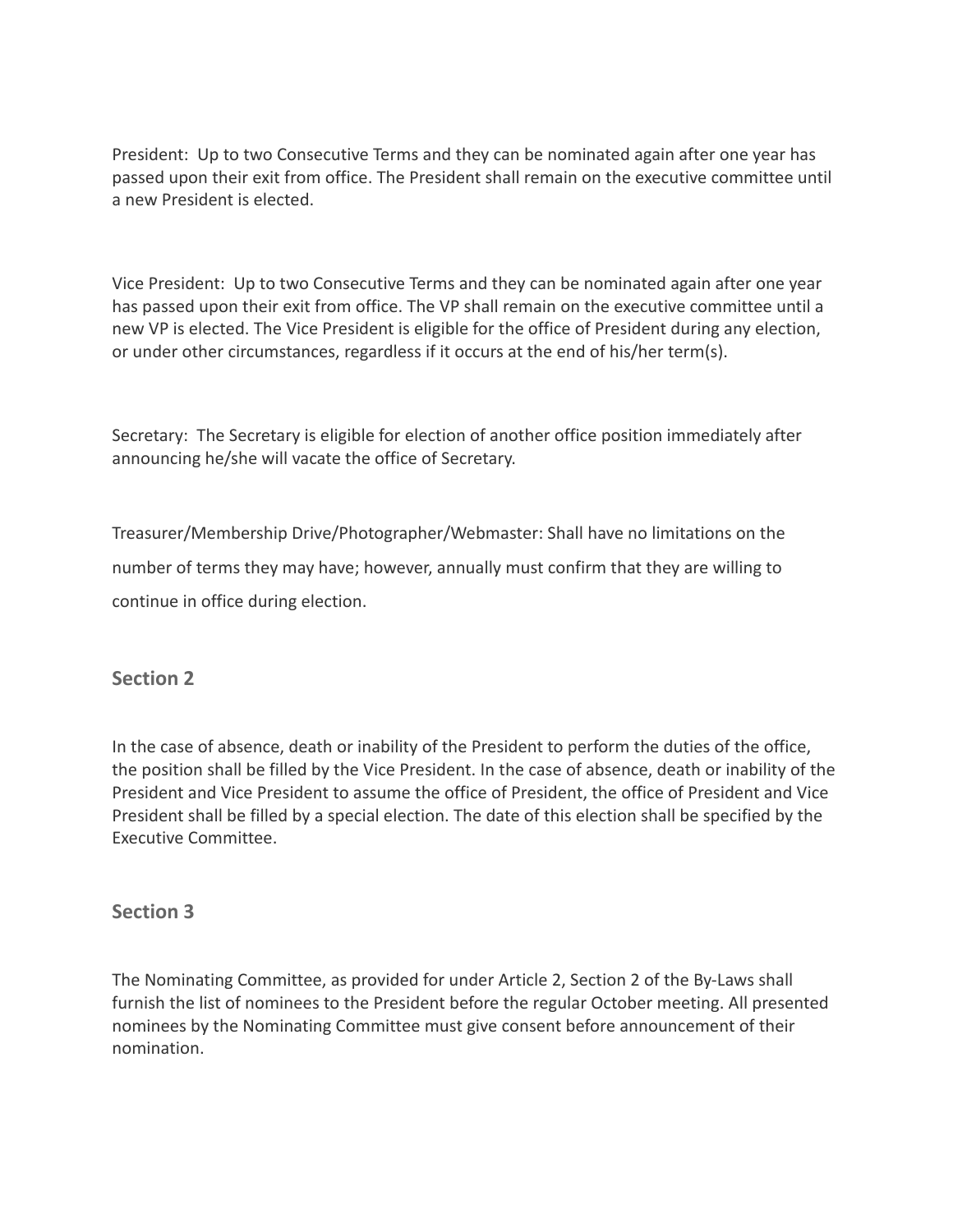President: Up to two Consecutive Terms and they can be nominated again after one year has passed upon their exit from office. The President shall remain on the executive committee until a new President is elected.

Vice President: Up to two Consecutive Terms and they can be nominated again after one year has passed upon their exit from office. The VP shall remain on the executive committee until a new VP is elected. The Vice President is eligible for the office of President during any election, or under other circumstances, regardless if it occurs at the end of his/her term(s).

Secretary: The Secretary is eligible for election of another office position immediately after announcing he/she will vacate the office of Secretary.

Treasurer/Membership Drive/Photographer/Webmaster: Shall have no limitations on the number of terms they may have; however, annually must confirm that they are willing to continue in office during election.

### Section 2

In the case of absence, death or inability of the President to perform the duties of the office, the position shall be filled by the Vice President. In the case of absence, death or inability of the President and Vice President to assume the office of President, the office of President and Vice President shall be filled by a special election. The date of this election shall be specified by the Executive Committee.

### Section 3

The Nominating Committee, as provided for under Article 2, Section 2 of the By-Laws shall furnish the list of nominees to the President before the regular October meeting. All presented nominees by the Nominating Committee must give consent before announcement of their nomination.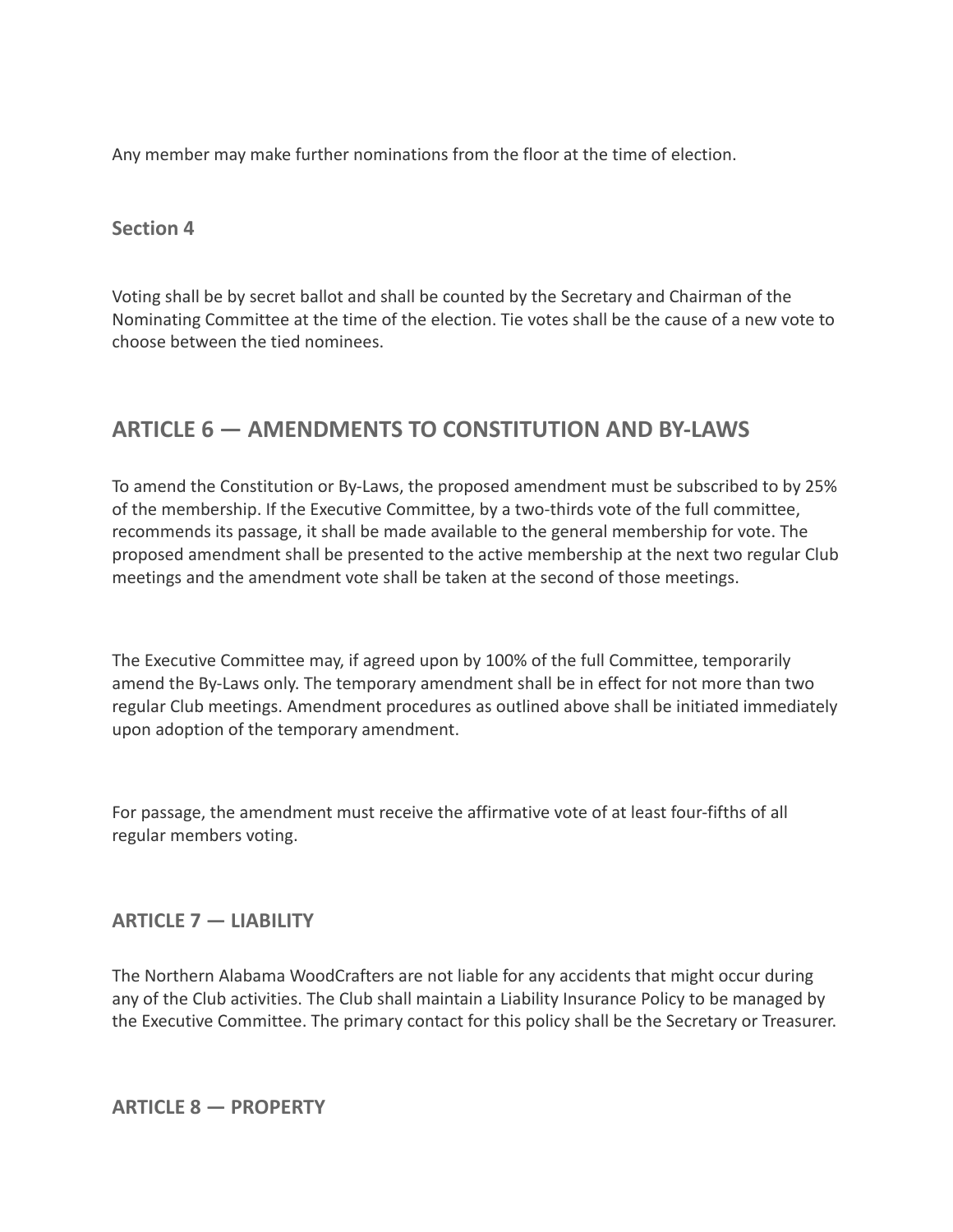Any member may make further nominations from the floor at the time of election.

### Section 4

Voting shall be by secret ballot and shall be counted by the Secretary and Chairman of the Nominating Committee at the time of the election. Tie votes shall be the cause of a new vote to choose between the tied nominees.

## ARTICLE 6 — AMENDMENTS TO CONSTITUTION AND BY-LAWS

To amend the Constitution or By-Laws, the proposed amendment must be subscribed to by 25% of the membership. If the Executive Committee, by a two-thirds vote of the full committee, recommends its passage, it shall be made available to the general membership for vote. The proposed amendment shall be presented to the active membership at the next two regular Club meetings and the amendment vote shall be taken at the second of those meetings.

The Executive Committee may, if agreed upon by 100% of the full Committee, temporarily amend the By-Laws only. The temporary amendment shall be in effect for not more than two regular Club meetings. Amendment procedures as outlined above shall be initiated immediately upon adoption of the temporary amendment.

For passage, the amendment must receive the affirmative vote of at least four-fifths of all regular members voting.

### ARTICLE 7 — LIABILITY

The Northern Alabama WoodCrafters are not liable for any accidents that might occur during any of the Club activities. The Club shall maintain a Liability Insurance Policy to be managed by the Executive Committee. The primary contact for this policy shall be the Secretary or Treasurer.

### ARTICLE 8 — PROPERTY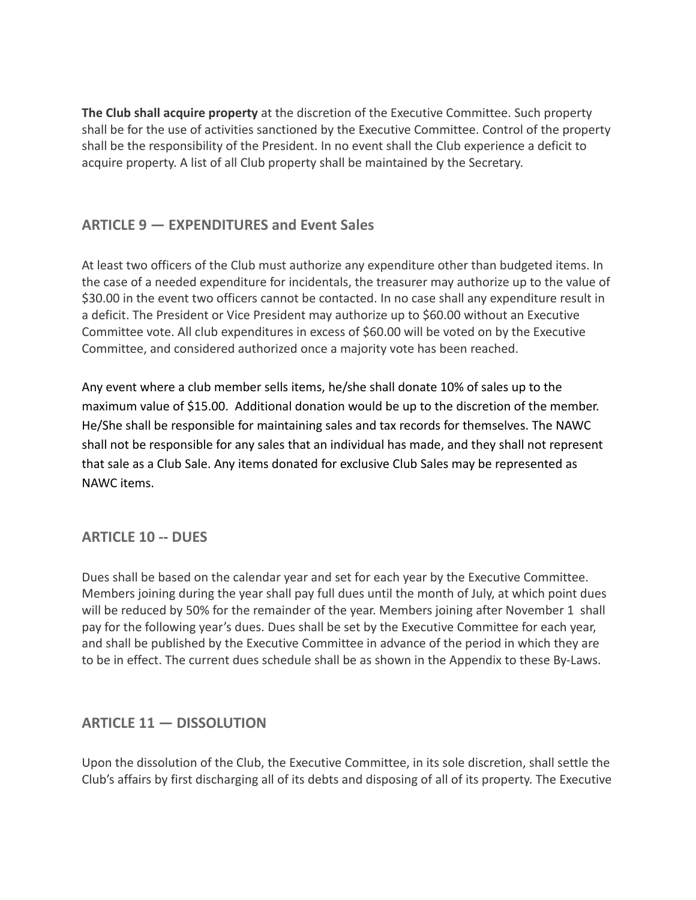**The Club shall acquire property** at the discretion of the Executive Committee. Such property shall be for the use of activities sanctioned by the Executive Committee. Control of the property shall be the responsibility of the President. In no event shall the Club experience a deficit to acquire property. A list of all Club property shall be maintained by the Secretary.

## ARTICLE 9 — EXPENDITURES and Event Sales

At least two officers of the Club must authorize any expenditure other than budgeted items. In the case of a needed expenditure for incidentals, the treasurer may authorize up to the value of $30.00 in the event two officers cannot be contacted. In no case shall any expenditure result in a deficit. The President or Vice President may authorize up to $60.00 without an Executive Committee vote. All club expenditures in excess of $60.00 will be voted on by the Executive Committee, and considered authorized once a majority vote has been reached.

Any event where a club member sells items, he/she shall donate 10% of sales up to the maximum value of $15.00. Additional donation would be up to the discretion of the member. He/She shall be responsible for maintaining sales and tax records for themselves. The NAWC shall not be responsible for any sales that an individual has made, and they shall not represent that sale as a Club Sale. Any items donated for exclusive Club Sales may be represented as NAWC items.

## ARTICLE 10 -- DUES

Dues shall be based on the calendar year and set for each year by the Executive Committee. Members joining during the year shall pay full dues until the month of July, at which point dues will be reduced by 50% for the remainder of the year. Members joining after November 1 shall pay for the following year's dues. Dues shall be set by the Executive Committee for each year, and shall be published by the Executive Committee in advance of the period in which they are to be in effect. The current dues schedule shall be as shown in the Appendix to these By-Laws.

## ARTICLE 11 — DISSOLUTION

Upon the dissolution of the Club, the Executive Committee, in its sole discretion, shall settle the Club's affairs by first discharging all of its debts and disposing of all of its property. The Executive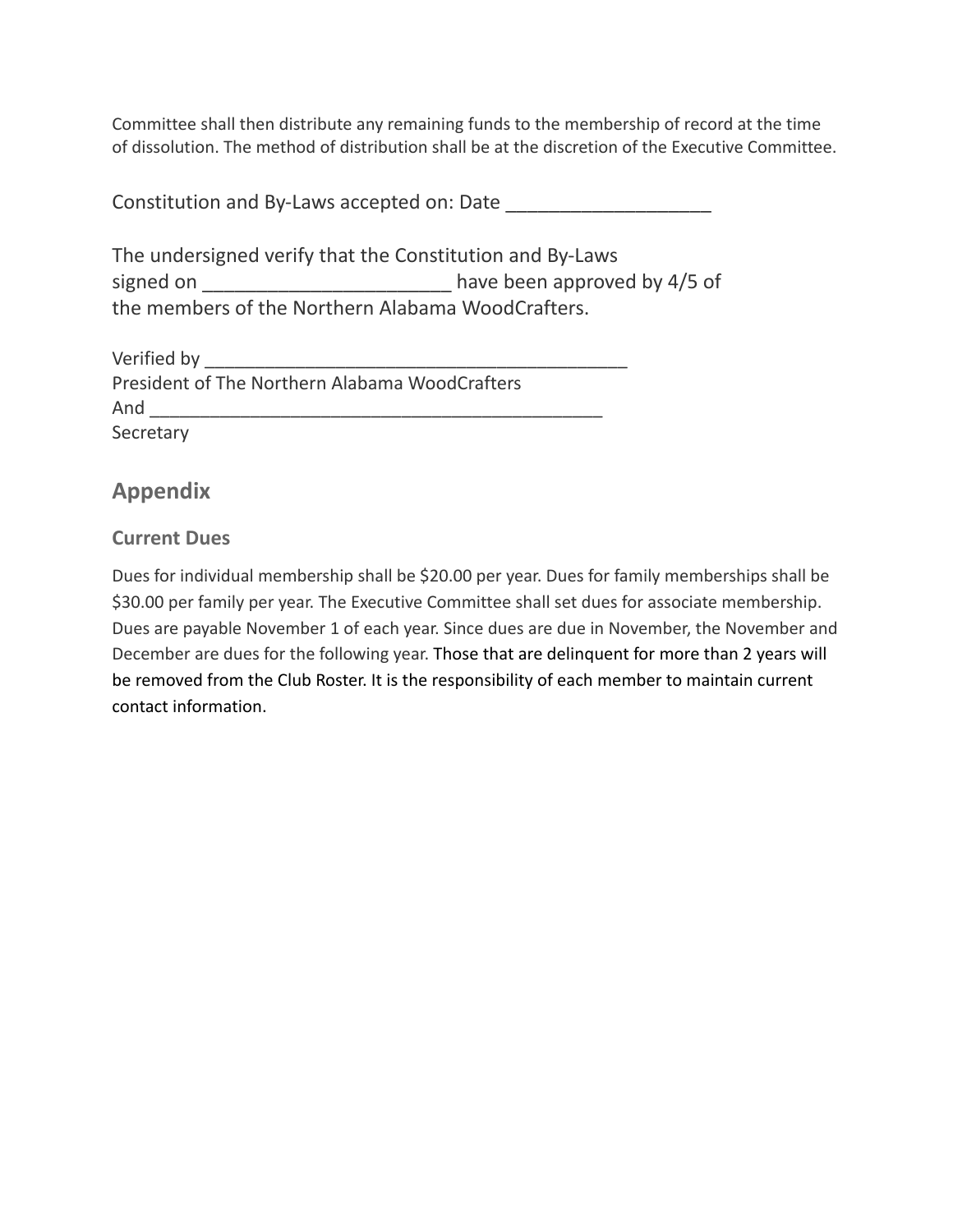Committee shall then distribute any remaining funds to the membership of record at the time of dissolution. The method of distribution shall be at the discretion of the Executive Committee.

Constitution and By-Laws accepted on: Date ___________________

The undersigned verify that the Constitution and By-Laws signed on _______________________ have been approved by 4/5 of the members of the Northern Alabama WoodCrafters.

Verified by ________________________________________
President of The Northern Alabama WoodCrafters
And ___________________________________________
Secretary

## Appendix

### Current Dues

Dues for individual membership shall be $20.00 per year. Dues for family memberships shall be $30.00 per family per year. The Executive Committee shall set dues for associate membership. Dues are payable November 1 of each year. Since dues are due in November, the November and December are dues for the following year. Those that are delinquent for more than 2 years will be removed from the Club Roster. It is the responsibility of each member to maintain current contact information.